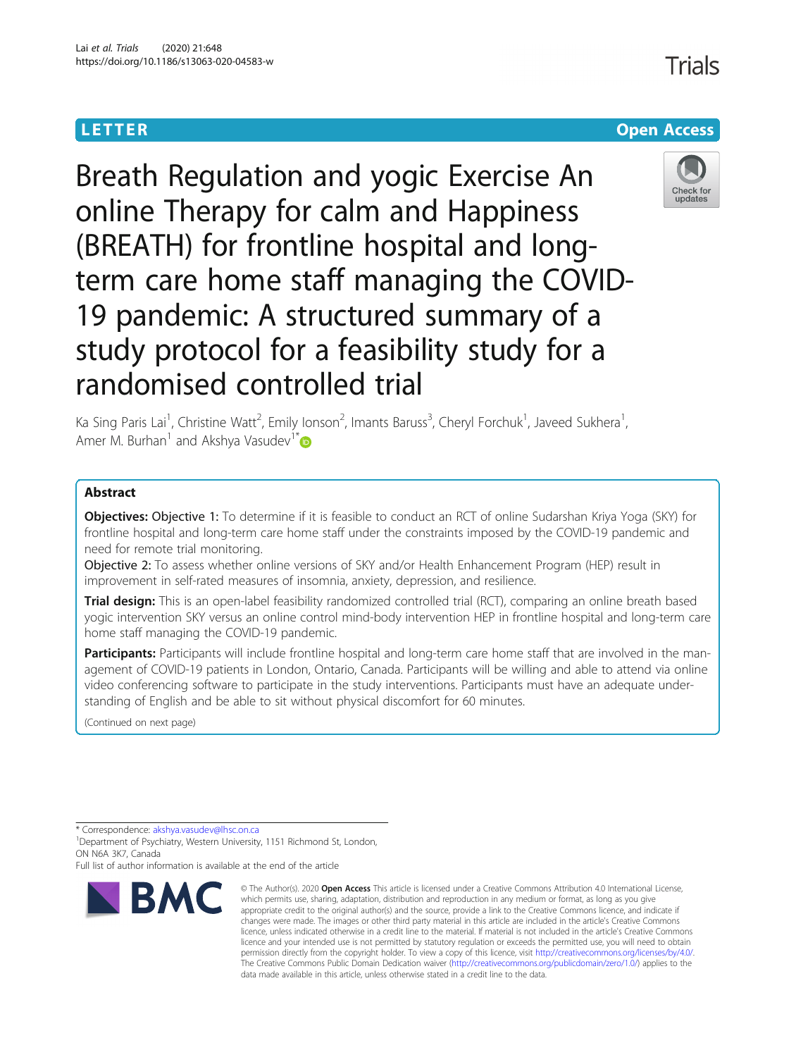LETTER

Open Access

# Breath Regulation and yogic Exercise An online Therapy for calm and Happiness (BREATH) for frontline hospital and long-term care home staff managing the COVID-19 pandemic: A structured summary of a study protocol for a feasibility study for a randomised controlled trial

Ka Sing Paris Lai[1], Christine Watt[2], Emily Ionson[2], Imants Baruss[3], Cheryl Forchuk[1], Javeed Sukhera[1], Amer M. Burhan[1] and Akshya Vasudev[1*]

## Abstract

**Objectives:** Objective 1: To determine if it is feasible to conduct an RCT of online Sudarshan Kriya Yoga (SKY) for frontline hospital and long-term care home staff under the constraints imposed by the COVID-19 pandemic and need for remote trial monitoring.

Objective 2: To assess whether online versions of SKY and/or Health Enhancement Program (HEP) result in improvement in self-rated measures of insomnia, anxiety, depression, and resilience.

**Trial design:** This is an open-label feasibility randomized controlled trial (RCT), comparing an online breath based yogic intervention SKY versus an online control mind-body intervention HEP in frontline hospital and long-term care home staff managing the COVID-19 pandemic.

**Participants:** Participants will include frontline hospital and long-term care home staff that are involved in the management of COVID-19 patients in London, Ontario, Canada. Participants will be willing and able to attend via online video conferencing software to participate in the study interventions. Participants must have an adequate understanding of English and be able to sit without physical discomfort for 60 minutes.

(Continued on next page)

\* Correspondence: akshya.vasudev@lhsc.on.ca

[1]Department of Psychiatry, Western University, 1151 Richmond St, London, ON N6A 3K7, Canada

Full list of author information is available at the end of the article

© The Author(s). 2020 **Open Access** This article is licensed under a Creative Commons Attribution 4.0 International License, which permits use, sharing, adaptation, distribution and reproduction in any medium or format, as long as you give appropriate credit to the original author(s) and the source, provide a link to the Creative Commons licence, and indicate if changes were made. The images or other third party material in this article are included in the article's Creative Commons licence, unless indicated otherwise in a credit line to the material. If material is not included in the article's Creative Commons licence and your intended use is not permitted by statutory regulation or exceeds the permitted use, you will need to obtain permission directly from the copyright holder. To view a copy of this licence, visit http://creativecommons.org/licenses/by/4.0/. The Creative Commons Public Domain Dedication waiver (http://creativecommons.org/publicdomain/zero/1.0/) applies to the data made available in this article, unless otherwise stated in a credit line to the data.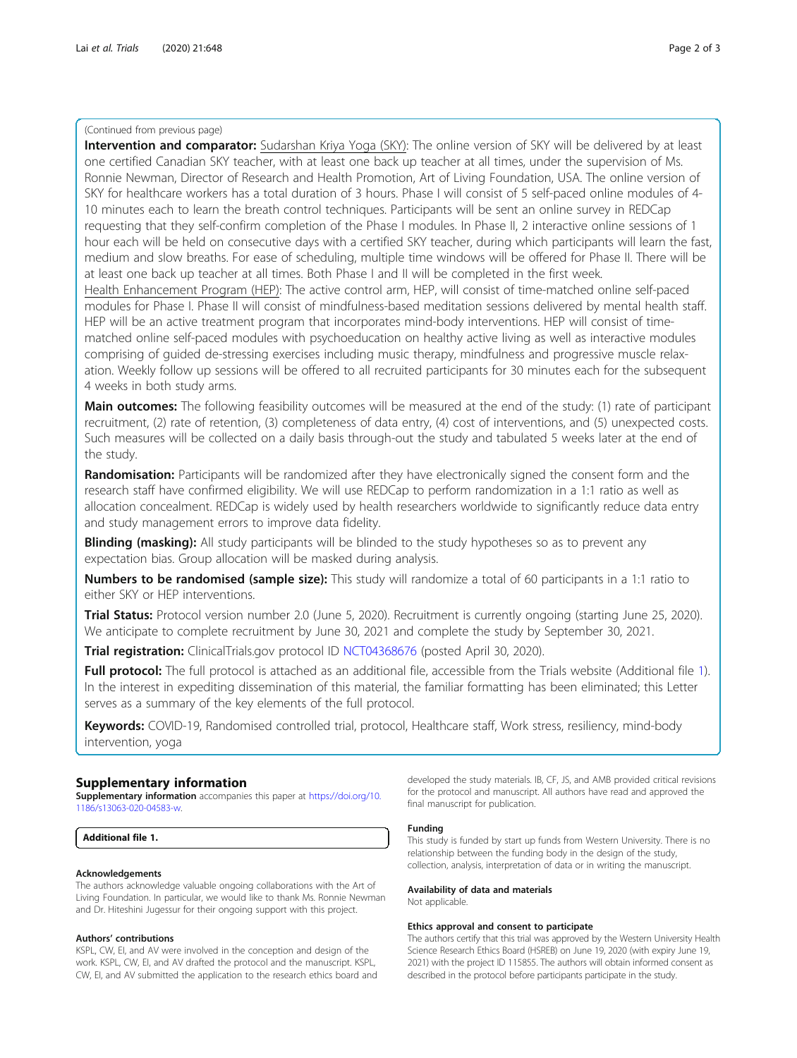(Continued from previous page)

**Intervention and comparator:** Sudarshan Kriya Yoga (SKY): The online version of SKY will be delivered by at least one certified Canadian SKY teacher, with at least one back up teacher at all times, under the supervision of Ms. Ronnie Newman, Director of Research and Health Promotion, Art of Living Foundation, USA. The online version of SKY for healthcare workers has a total duration of 3 hours. Phase I will consist of 5 self-paced online modules of 4-10 minutes each to learn the breath control techniques. Participants will be sent an online survey in REDCap requesting that they self-confirm completion of the Phase I modules. In Phase II, 2 interactive online sessions of 1 hour each will be held on consecutive days with a certified SKY teacher, during which participants will learn the fast, medium and slow breaths. For ease of scheduling, multiple time windows will be offered for Phase II. There will be at least one back up teacher at all times. Both Phase I and II will be completed in the first week.

Health Enhancement Program (HEP): The active control arm, HEP, will consist of time-matched online self-paced modules for Phase I. Phase II will consist of mindfulness-based meditation sessions delivered by mental health staff. HEP will be an active treatment program that incorporates mind-body interventions. HEP will consist of time-matched online self-paced modules with psychoeducation on healthy active living as well as interactive modules comprising of guided de-stressing exercises including music therapy, mindfulness and progressive muscle relaxation. Weekly follow up sessions will be offered to all recruited participants for 30 minutes each for the subsequent 4 weeks in both study arms.

**Main outcomes:** The following feasibility outcomes will be measured at the end of the study: (1) rate of participant recruitment, (2) rate of retention, (3) completeness of data entry, (4) cost of interventions, and (5) unexpected costs. Such measures will be collected on a daily basis through-out the study and tabulated 5 weeks later at the end of the study.

**Randomisation:** Participants will be randomized after they have electronically signed the consent form and the research staff have confirmed eligibility. We will use REDCap to perform randomization in a 1:1 ratio as well as allocation concealment. REDCap is widely used by health researchers worldwide to significantly reduce data entry and study management errors to improve data fidelity.

**Blinding (masking):** All study participants will be blinded to the study hypotheses so as to prevent any expectation bias. Group allocation will be masked during analysis.

**Numbers to be randomised (sample size):** This study will randomize a total of 60 participants in a 1:1 ratio to either SKY or HEP interventions.

**Trial Status:** Protocol version number 2.0 (June 5, 2020). Recruitment is currently ongoing (starting June 25, 2020). We anticipate to complete recruitment by June 30, 2021 and complete the study by September 30, 2021.

**Trial registration:** ClinicalTrials.gov protocol ID NCT04368676 (posted April 30, 2020).

**Full protocol:** The full protocol is attached as an additional file, accessible from the Trials website (Additional file 1). In the interest in expediting dissemination of this material, the familiar formatting has been eliminated; this Letter serves as a summary of the key elements of the full protocol.

**Keywords:** COVID-19, Randomised controlled trial, protocol, Healthcare staff, Work stress, resiliency, mind-body intervention, yoga

## Supplementary information

**Supplementary information** accompanies this paper at https://doi.org/10.1186/s13063-020-04583-w.

**Additional file 1.**

#### Acknowledgements

The authors acknowledge valuable ongoing collaborations with the Art of Living Foundation. In particular, we would like to thank Ms. Ronnie Newman and Dr. Hiteshini Jugessur for their ongoing support with this project.

#### Authors' contributions

KSPL, CW, EI, and AV were involved in the conception and design of the work. KSPL, CW, EI, and AV drafted the protocol and the manuscript. KSPL, CW, EI, and AV submitted the application to the research ethics board and developed the study materials. IB, CF, JS, and AMB provided critical revisions for the protocol and manuscript. All authors have read and approved the final manuscript for publication.

#### Funding

This study is funded by start up funds from Western University. There is no relationship between the funding body in the design of the study, collection, analysis, interpretation of data or in writing the manuscript.

#### Availability of data and materials

Not applicable.

#### Ethics approval and consent to participate

The authors certify that this trial was approved by the Western University Health Science Research Ethics Board (HSREB) on June 19, 2020 (with expiry June 19, 2021) with the project ID 115855. The authors will obtain informed consent as described in the protocol before participants participate in the study.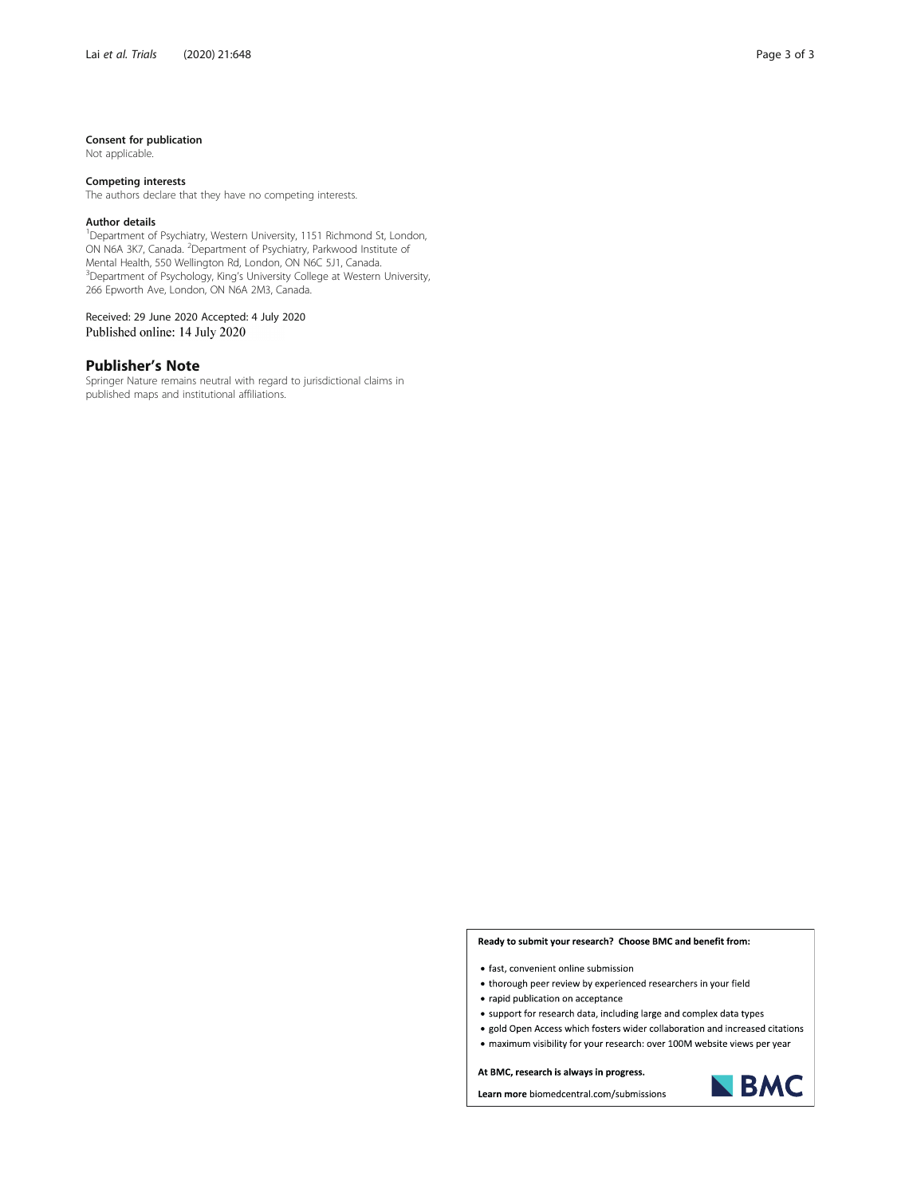### Consent for publication

Not applicable.

### Competing interests

The authors declare that they have no competing interests.

### Author details

[1]Department of Psychiatry, Western University, 1151 Richmond St, London, ON N6A 3K7, Canada. [2]Department of Psychiatry, Parkwood Institute of Mental Health, 550 Wellington Rd, London, ON N6C 5J1, Canada. [3]Department of Psychology, King's University College at Western University, 266 Epworth Ave, London, ON N6A 2M3, Canada.

Received: 29 June 2020 Accepted: 4 July 2020
Published online: 14 July 2020

## Publisher's Note

Springer Nature remains neutral with regard to jurisdictional claims in published maps and institutional affiliations.

**Ready to submit your research? Choose BMC and benefit from:**

- fast, convenient online submission
- thorough peer review by experienced researchers in your field
- rapid publication on acceptance
- support for research data, including large and complex data types
- gold Open Access which fosters wider collaboration and increased citations
- maximum visibility for your research: over 100M website views per year

**At BMC, research is always in progress.**

**Learn more** biomedcentral.com/submissions

BMC